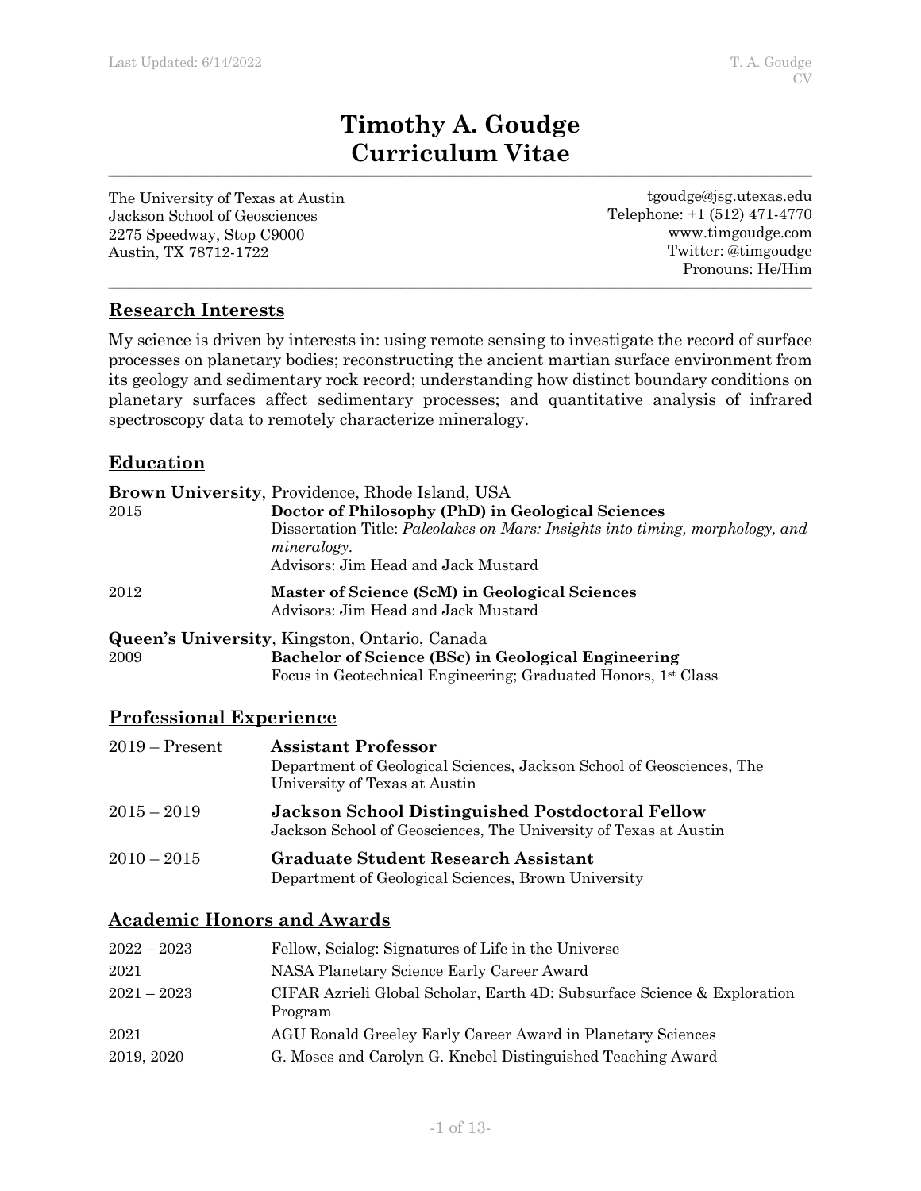# Timothy A. Goudge
# Curriculum Vitae

The University of Texas at Austin
Jackson School of Geosciences
2275 Speedway, Stop C9000
Austin, TX 78712-1722

tgoudge@jsg.utexas.edu
Telephone: +1 (512) 471-4770
www.timgoudge.com
Twitter: @timgoudge
Pronouns: He/Him

## Research Interests

My science is driven by interests in: using remote sensing to investigate the record of surface processes on planetary bodies; reconstructing the ancient martian surface environment from its geology and sedimentary rock record; understanding how distinct boundary conditions on planetary surfaces affect sedimentary processes; and quantitative analysis of infrared spectroscopy data to remotely characterize mineralogy.

## Education

**Brown University**, Providence, Rhode Island, USA

| | |
|---|---|
| 2015 | **Doctor of Philosophy (PhD) in Geological Sciences**<br>Dissertation Title: *Paleolakes on Mars: Insights into timing, morphology, and mineralogy.*<br>Advisors: Jim Head and Jack Mustard |
| 2012 | **Master of Science (ScM) in Geological Sciences**<br>Advisors: Jim Head and Jack Mustard |

**Queen's University**, Kingston, Ontario, Canada

| | |
|---|---|
| 2009 | **Bachelor of Science (BSc) in Geological Engineering**<br>Focus in Geotechnical Engineering; Graduated Honors, 1st Class |

## Professional Experience

| | |
|---|---|
| 2019 – Present | **Assistant Professor**<br>Department of Geological Sciences, Jackson School of Geosciences, The University of Texas at Austin |
| 2015 – 2019 | **Jackson School Distinguished Postdoctoral Fellow**<br>Jackson School of Geosciences, The University of Texas at Austin |
| 2010 – 2015 | **Graduate Student Research Assistant**<br>Department of Geological Sciences, Brown University |

## Academic Honors and Awards

| | |
|---|---|
| 2022 – 2023 | Fellow, Scialog: Signatures of Life in the Universe |
| 2021 | NASA Planetary Science Early Career Award |
| 2021 – 2023 | CIFAR Azrieli Global Scholar, Earth 4D: Subsurface Science & Exploration Program |
| 2021 | AGU Ronald Greeley Early Career Award in Planetary Sciences |
| 2019, 2020 | G. Moses and Carolyn G. Knebel Distinguished Teaching Award |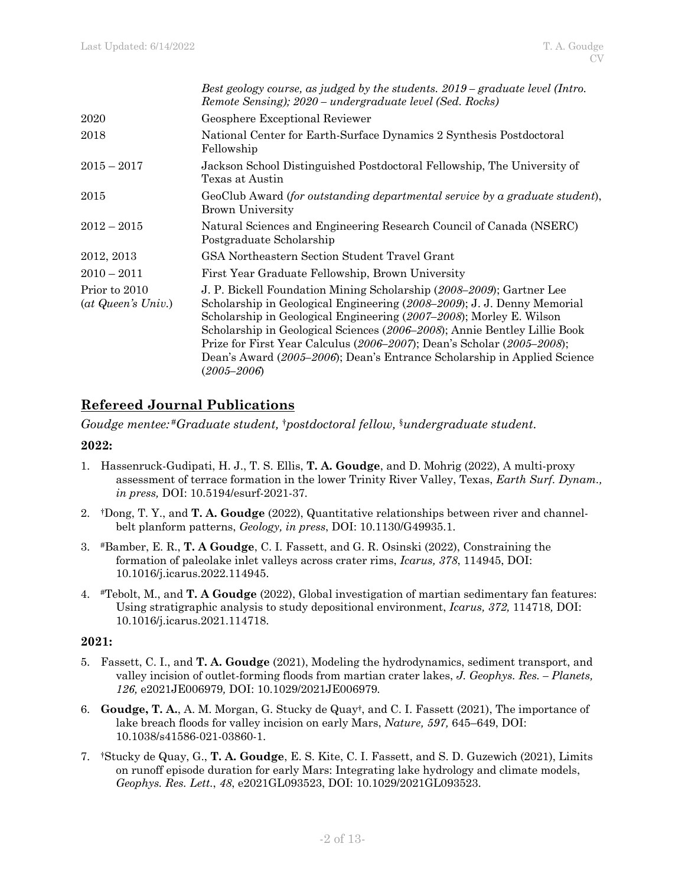| | |
|---|---|
| | *Best geology course, as judged by the students. 2019 – graduate level (Intro. Remote Sensing); 2020 – undergraduate level (Sed. Rocks)* |
| 2020 | Geosphere Exceptional Reviewer |
| 2018 | National Center for Earth-Surface Dynamics 2 Synthesis Postdoctoral Fellowship |
| 2015 – 2017 | Jackson School Distinguished Postdoctoral Fellowship, The University of Texas at Austin |
| 2015 | GeoClub Award (*for outstanding departmental service by a graduate student*), Brown University |
| 2012 – 2015 | Natural Sciences and Engineering Research Council of Canada (NSERC) Postgraduate Scholarship |
| 2012, 2013 | GSA Northeastern Section Student Travel Grant |
| 2010 – 2011 | First Year Graduate Fellowship, Brown University |
| Prior to 2010 (*at Queen's Univ.*) | J. P. Bickell Foundation Mining Scholarship (*2008–2009*); Gartner Lee Scholarship in Geological Engineering (*2008–2009*); J. J. Denny Memorial Scholarship in Geological Engineering (*2007–2008*); Morley E. Wilson Scholarship in Geological Sciences (*2006–2008*); Annie Bentley Lillie Book Prize for First Year Calculus (*2006–2007*); Dean's Scholar (*2005–2008*); Dean's Award (*2005–2006*); Dean's Entrance Scholarship in Applied Science (*2005–2006*) |

## Refereed Journal Publications

*Goudge mentee: #Graduate student, †postdoctoral fellow, §undergraduate student.*

**2022:**

1. Hassenruck-Gudipati, H. J., T. S. Ellis, **T. A. Goudge**, and D. Mohrig (2022), A multi-proxy assessment of terrace formation in the lower Trinity River Valley, Texas, *Earth Surf. Dynam., in press,* DOI: 10.5194/esurf-2021-37.
2. †Dong, T. Y., and **T. A. Goudge** (2022), Quantitative relationships between river and channel-belt planform patterns, *Geology, in press*, DOI: 10.1130/G49935.1.
3. #Bamber, E. R., **T. A Goudge**, C. I. Fassett, and G. R. Osinski (2022), Constraining the formation of paleolake inlet valleys across crater rims, *Icarus, 378*, 114945, DOI: 10.1016/j.icarus.2022.114945.
4. #Tebolt, M., and **T. A Goudge** (2022), Global investigation of martian sedimentary fan features: Using stratigraphic analysis to study depositional environment, *Icarus, 372,* 114718*,* DOI: 10.1016/j.icarus.2021.114718.

**2021:**

5. Fassett, C. I., and **T. A. Goudge** (2021), Modeling the hydrodynamics, sediment transport, and valley incision of outlet-forming floods from martian crater lakes, *J. Geophys. Res. – Planets, 126,* e2021JE006979*,* DOI: 10.1029/2021JE006979.
6. **Goudge, T. A.**, A. M. Morgan, G. Stucky de Quay†, and C. I. Fassett (2021), The importance of lake breach floods for valley incision on early Mars, *Nature, 597,* 645–649, DOI: 10.1038/s41586-021-03860-1.
7. †Stucky de Quay, G., **T. A. Goudge**, E. S. Kite, C. I. Fassett, and S. D. Guzewich (2021), Limits on runoff episode duration for early Mars: Integrating lake hydrology and climate models, *Geophys. Res. Lett.*, *48*, e2021GL093523, DOI: 10.1029/2021GL093523.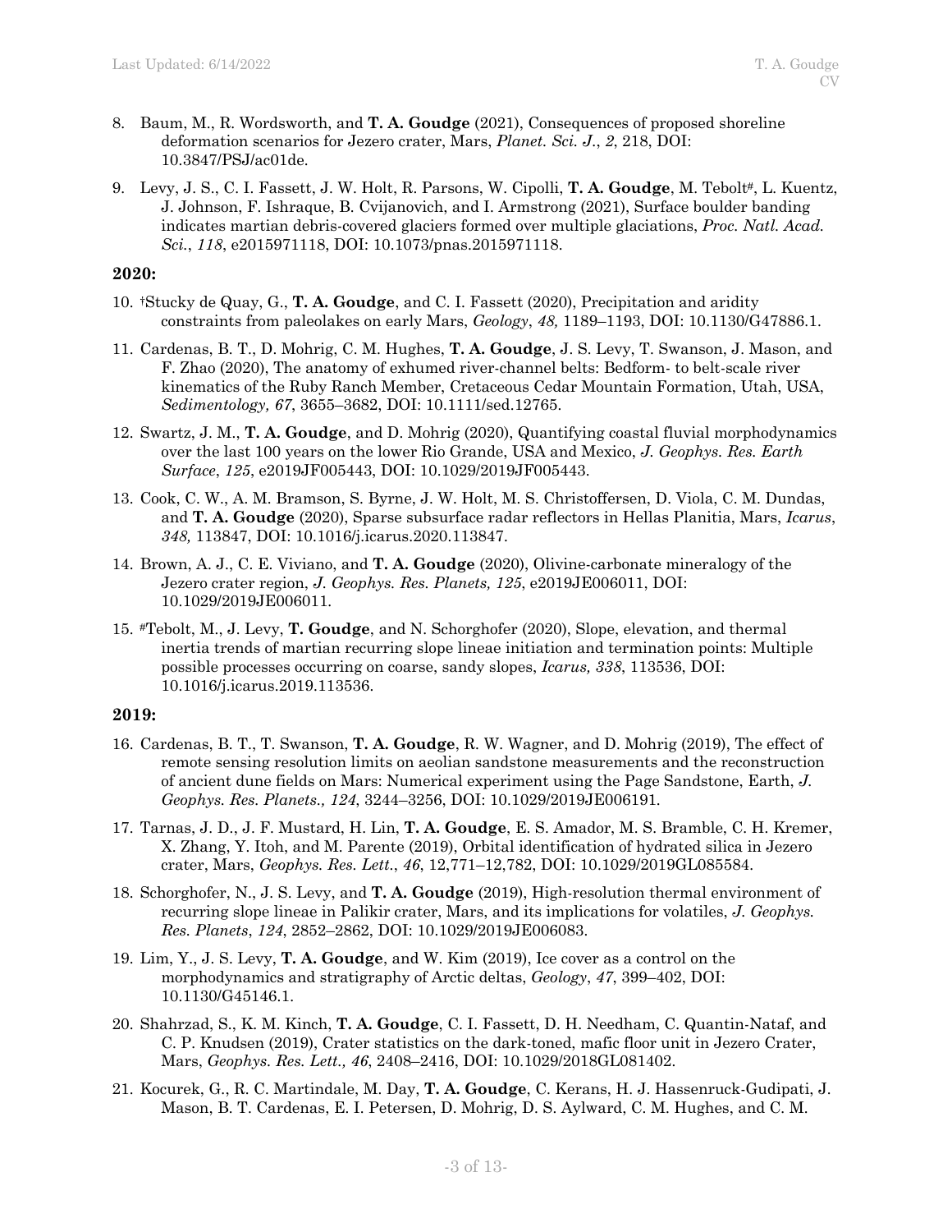8. Baum, M., R. Wordsworth, and **T. A. Goudge** (2021), Consequences of proposed shoreline deformation scenarios for Jezero crater, Mars, *Planet. Sci. J.*, *2*, 218, DOI: 10.3847/PSJ/ac01de.

9. Levy, J. S., C. I. Fassett, J. W. Holt, R. Parsons, W. Cipolli, **T. A. Goudge**, M. Tebolt[#], L. Kuentz, J. Johnson, F. Ishraque, B. Cvijanovich, and I. Armstrong (2021), Surface boulder banding indicates martian debris-covered glaciers formed over multiple glaciations, *Proc. Natl. Acad. Sci.*, *118*, e2015971118, DOI: 10.1073/pnas.2015971118.

**2020:**

10. [†]Stucky de Quay, G., **T. A. Goudge**, and C. I. Fassett (2020), Precipitation and aridity constraints from paleolakes on early Mars, *Geology*, *48,* 1189–1193, DOI: 10.1130/G47886.1.

11. Cardenas, B. T., D. Mohrig, C. M. Hughes, **T. A. Goudge**, J. S. Levy, T. Swanson, J. Mason, and F. Zhao (2020), The anatomy of exhumed river-channel belts: Bedform- to belt-scale river kinematics of the Ruby Ranch Member, Cretaceous Cedar Mountain Formation, Utah, USA, *Sedimentology, 67*, 3655–3682, DOI: 10.1111/sed.12765.

12. Swartz, J. M., **T. A. Goudge**, and D. Mohrig (2020), Quantifying coastal fluvial morphodynamics over the last 100 years on the lower Rio Grande, USA and Mexico, *J. Geophys. Res. Earth Surface*, *125*, e2019JF005443, DOI: 10.1029/2019JF005443.

13. Cook, C. W., A. M. Bramson, S. Byrne, J. W. Holt, M. S. Christoffersen, D. Viola, C. M. Dundas, and **T. A. Goudge** (2020), Sparse subsurface radar reflectors in Hellas Planitia, Mars, *Icarus*, *348,* 113847, DOI: 10.1016/j.icarus.2020.113847.

14. Brown, A. J., C. E. Viviano, and **T. A. Goudge** (2020), Olivine-carbonate mineralogy of the Jezero crater region, *J. Geophys. Res. Planets, 125*, e2019JE006011, DOI: 10.1029/2019JE006011.

15. [#]Tebolt, M., J. Levy, **T. Goudge**, and N. Schorghofer (2020), Slope, elevation, and thermal inertia trends of martian recurring slope lineae initiation and termination points: Multiple possible processes occurring on coarse, sandy slopes, *Icarus, 338*, 113536, DOI: 10.1016/j.icarus.2019.113536.

**2019:**

16. Cardenas, B. T., T. Swanson, **T. A. Goudge**, R. W. Wagner, and D. Mohrig (2019), The effect of remote sensing resolution limits on aeolian sandstone measurements and the reconstruction of ancient dune fields on Mars: Numerical experiment using the Page Sandstone, Earth, *J. Geophys. Res. Planets., 124*, 3244–3256, DOI: 10.1029/2019JE006191.

17. Tarnas, J. D., J. F. Mustard, H. Lin, **T. A. Goudge**, E. S. Amador, M. S. Bramble, C. H. Kremer, X. Zhang, Y. Itoh, and M. Parente (2019), Orbital identification of hydrated silica in Jezero crater, Mars, *Geophys. Res. Lett.*, *46*, 12,771–12,782, DOI: 10.1029/2019GL085584.

18. Schorghofer, N., J. S. Levy, and **T. A. Goudge** (2019), High-resolution thermal environment of recurring slope lineae in Palikir crater, Mars, and its implications for volatiles, *J. Geophys. Res. Planets*, *124*, 2852–2862, DOI: 10.1029/2019JE006083.

19. Lim, Y., J. S. Levy, **T. A. Goudge**, and W. Kim (2019), Ice cover as a control on the morphodynamics and stratigraphy of Arctic deltas, *Geology*, *47*, 399–402, DOI: 10.1130/G45146.1.

20. Shahrzad, S., K. M. Kinch, **T. A. Goudge**, C. I. Fassett, D. H. Needham, C. Quantin-Nataf, and C. P. Knudsen (2019), Crater statistics on the dark-toned, mafic floor unit in Jezero Crater, Mars, *Geophys. Res. Lett., 46*, 2408–2416, DOI: 10.1029/2018GL081402.

21. Kocurek, G., R. C. Martindale, M. Day, **T. A. Goudge**, C. Kerans, H. J. Hassenruck-Gudipati, J. Mason, B. T. Cardenas, E. I. Petersen, D. Mohrig, D. S. Aylward, C. M. Hughes, and C. M.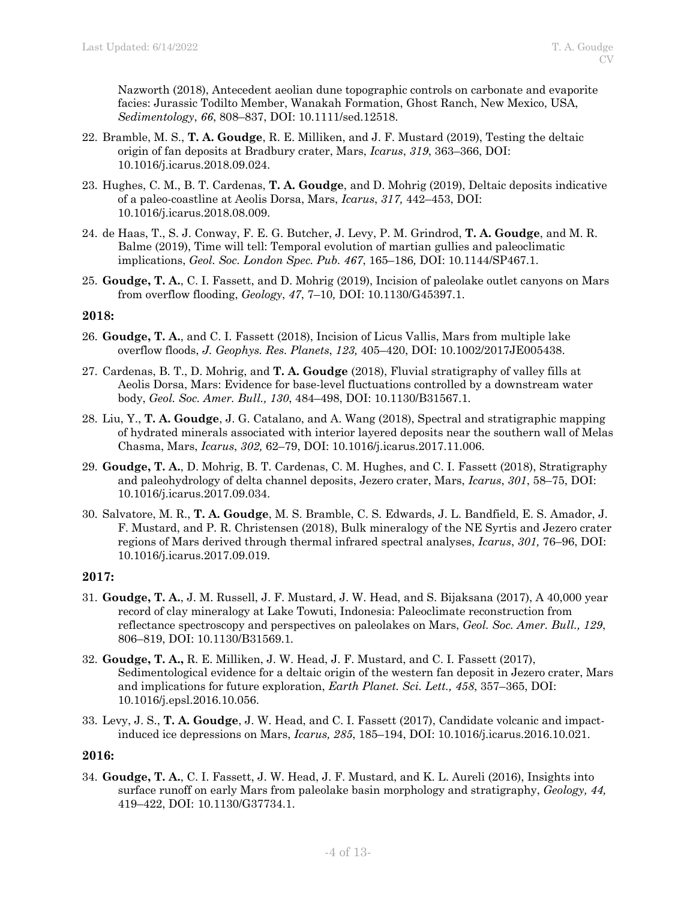Nazworth (2018), Antecedent aeolian dune topographic controls on carbonate and evaporite facies: Jurassic Todilto Member, Wanakah Formation, Ghost Ranch, New Mexico, USA, *Sedimentology*, ***66***, 808–837, DOI: 10.1111/sed.12518.

22. Bramble, M. S., **T. A. Goudge**, R. E. Milliken, and J. F. Mustard (2019), Testing the deltaic origin of fan deposits at Bradbury crater, Mars, *Icarus*, *319*, 363–366, DOI: 10.1016/j.icarus.2018.09.024.
23. Hughes, C. M., B. T. Cardenas, **T. A. Goudge**, and D. Mohrig (2019), Deltaic deposits indicative of a paleo-coastline at Aeolis Dorsa, Mars, *Icarus*, *317,* 442–453, DOI: 10.1016/j.icarus.2018.08.009.
24. de Haas, T., S. J. Conway, F. E. G. Butcher, J. Levy, P. M. Grindrod, **T. A. Goudge**, and M. R. Balme (2019), Time will tell: Temporal evolution of martian gullies and paleoclimatic implications, *Geol. Soc. London Spec. Pub. 467*, 165–186*,* DOI: 10.1144/SP467.1.
25. **Goudge, T. A.**, C. I. Fassett, and D. Mohrig (2019), Incision of paleolake outlet canyons on Mars from overflow flooding, *Geology*, *47*, 7–10*,* DOI: 10.1130/G45397.1.

**2018:**

26. **Goudge, T. A.**, and C. I. Fassett (2018), Incision of Licus Vallis, Mars from multiple lake overflow floods, *J. Geophys. Res. Planets*, *123,* 405–420, DOI: 10.1002/2017JE005438.
27. Cardenas, B. T., D. Mohrig, and **T. A. Goudge** (2018), Fluvial stratigraphy of valley fills at Aeolis Dorsa, Mars: Evidence for base-level fluctuations controlled by a downstream water body, *Geol. Soc. Amer. Bull., 130*, 484–498, DOI: 10.1130/B31567.1.
28. Liu, Y., **T. A. Goudge**, J. G. Catalano, and A. Wang (2018), Spectral and stratigraphic mapping of hydrated minerals associated with interior layered deposits near the southern wall of Melas Chasma, Mars, *Icarus*, *302,* 62–79, DOI: 10.1016/j.icarus.2017.11.006.
29. **Goudge, T. A.**, D. Mohrig, B. T. Cardenas, C. M. Hughes, and C. I. Fassett (2018), Stratigraphy and paleohydrology of delta channel deposits, Jezero crater, Mars, *Icarus*, *301*, 58–75, DOI: 10.1016/j.icarus.2017.09.034.
30. Salvatore, M. R., **T. A. Goudge**, M. S. Bramble, C. S. Edwards, J. L. Bandfield, E. S. Amador, J. F. Mustard, and P. R. Christensen (2018), Bulk mineralogy of the NE Syrtis and Jezero crater regions of Mars derived through thermal infrared spectral analyses, *Icarus*, *301,* 76–96, DOI: 10.1016/j.icarus.2017.09.019.

**2017:**

31. **Goudge, T. A.**, J. M. Russell, J. F. Mustard, J. W. Head, and S. Bijaksana (2017), A 40,000 year record of clay mineralogy at Lake Towuti, Indonesia: Paleoclimate reconstruction from reflectance spectroscopy and perspectives on paleolakes on Mars, *Geol. Soc. Amer. Bull., 129*, 806–819, DOI: 10.1130/B31569.1.
32. **Goudge, T. A.,** R. E. Milliken, J. W. Head, J. F. Mustard, and C. I. Fassett (2017), Sedimentological evidence for a deltaic origin of the western fan deposit in Jezero crater, Mars and implications for future exploration, *Earth Planet. Sci. Lett., 458*, 357–365, DOI: 10.1016/j.epsl.2016.10.056.
33. Levy, J. S., **T. A. Goudge**, J. W. Head, and C. I. Fassett (2017), Candidate volcanic and impact-induced ice depressions on Mars, *Icarus, 285*, 185–194, DOI: 10.1016/j.icarus.2016.10.021.

**2016:**

34. **Goudge, T. A.**, C. I. Fassett, J. W. Head, J. F. Mustard, and K. L. Aureli (2016), Insights into surface runoff on early Mars from paleolake basin morphology and stratigraphy, *Geology, 44,* 419–422, DOI: 10.1130/G37734.1.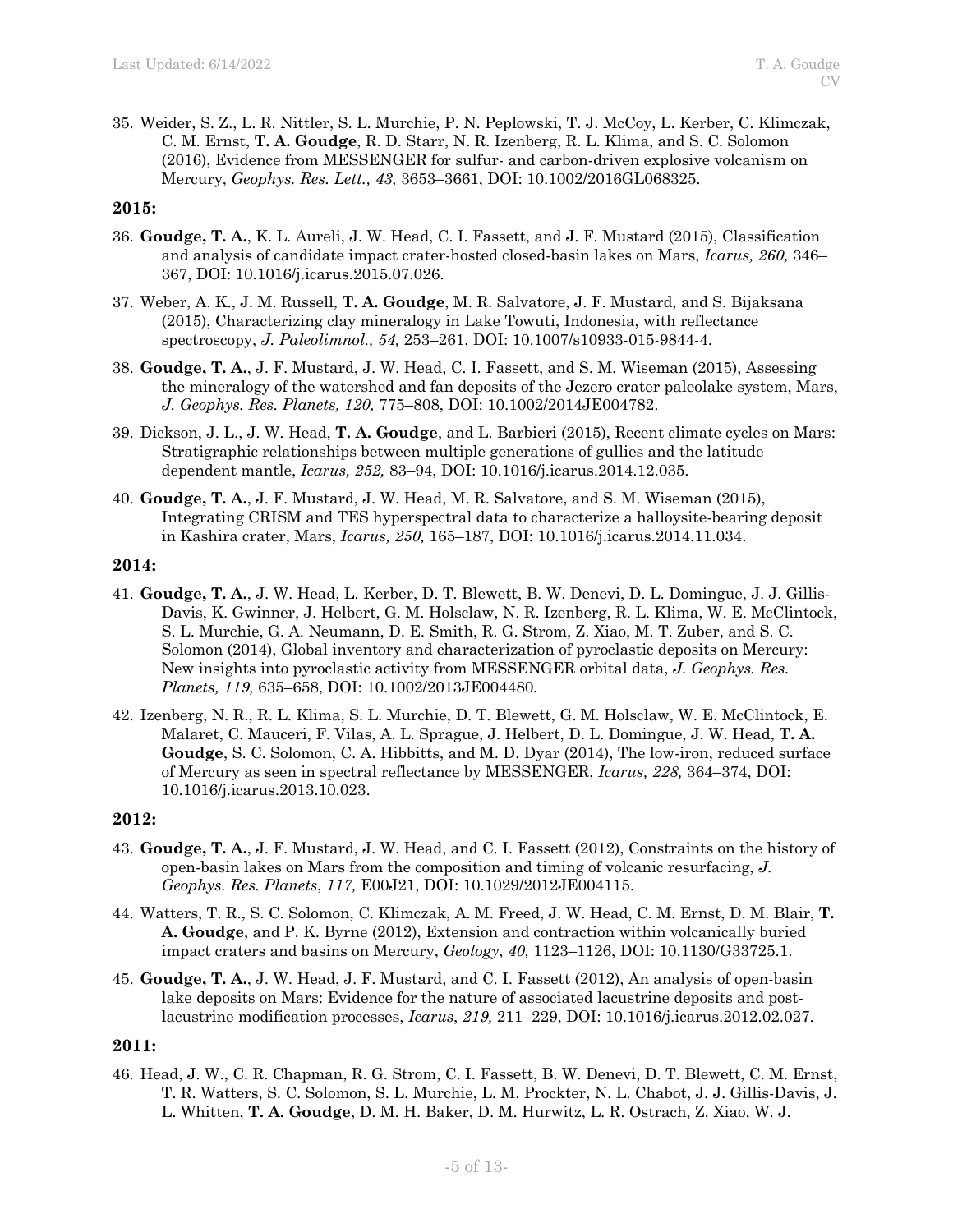35. Weider, S. Z., L. R. Nittler, S. L. Murchie, P. N. Peplowski, T. J. McCoy, L. Kerber, C. Klimczak, C. M. Ernst, **T. A. Goudge**, R. D. Starr, N. R. Izenberg, R. L. Klima, and S. C. Solomon (2016), Evidence from MESSENGER for sulfur- and carbon-driven explosive volcanism on Mercury, *Geophys. Res. Lett., 43,* 3653–3661, DOI: 10.1002/2016GL068325.

**2015:**

36. **Goudge, T. A.**, K. L. Aureli, J. W. Head, C. I. Fassett, and J. F. Mustard (2015), Classification and analysis of candidate impact crater-hosted closed-basin lakes on Mars, *Icarus, 260,* 346–367, DOI: 10.1016/j.icarus.2015.07.026.

37. Weber, A. K., J. M. Russell, **T. A. Goudge**, M. R. Salvatore, J. F. Mustard, and S. Bijaksana (2015), Characterizing clay mineralogy in Lake Towuti, Indonesia, with reflectance spectroscopy, *J. Paleolimnol., 54,* 253–261, DOI: 10.1007/s10933-015-9844-4.

38. **Goudge, T. A.**, J. F. Mustard, J. W. Head, C. I. Fassett, and S. M. Wiseman (2015), Assessing the mineralogy of the watershed and fan deposits of the Jezero crater paleolake system, Mars, *J. Geophys. Res. Planets, 120,* 775–808, DOI: 10.1002/2014JE004782.

39. Dickson, J. L., J. W. Head, **T. A. Goudge**, and L. Barbieri (2015), Recent climate cycles on Mars: Stratigraphic relationships between multiple generations of gullies and the latitude dependent mantle, *Icarus, 252,* 83–94, DOI: 10.1016/j.icarus.2014.12.035.

40. **Goudge, T. A.**, J. F. Mustard, J. W. Head, M. R. Salvatore, and S. M. Wiseman (2015), Integrating CRISM and TES hyperspectral data to characterize a halloysite-bearing deposit in Kashira crater, Mars, *Icarus, 250,* 165–187, DOI: 10.1016/j.icarus.2014.11.034.

**2014:**

41. **Goudge, T. A.**, J. W. Head, L. Kerber, D. T. Blewett, B. W. Denevi, D. L. Domingue, J. J. Gillis-Davis, K. Gwinner, J. Helbert, G. M. Holsclaw, N. R. Izenberg, R. L. Klima, W. E. McClintock, S. L. Murchie, G. A. Neumann, D. E. Smith, R. G. Strom, Z. Xiao, M. T. Zuber, and S. C. Solomon (2014), Global inventory and characterization of pyroclastic deposits on Mercury: New insights into pyroclastic activity from MESSENGER orbital data, *J. Geophys. Res. Planets, 119,* 635–658, DOI: 10.1002/2013JE004480.

42. Izenberg, N. R., R. L. Klima, S. L. Murchie, D. T. Blewett, G. M. Holsclaw, W. E. McClintock, E. Malaret, C. Mauceri, F. Vilas, A. L. Sprague, J. Helbert, D. L. Domingue, J. W. Head, **T. A. Goudge**, S. C. Solomon, C. A. Hibbitts, and M. D. Dyar (2014), The low-iron, reduced surface of Mercury as seen in spectral reflectance by MESSENGER, *Icarus, 228,* 364–374, DOI: 10.1016/j.icarus.2013.10.023.

**2012:**

43. **Goudge, T. A.**, J. F. Mustard, J. W. Head, and C. I. Fassett (2012), Constraints on the history of open-basin lakes on Mars from the composition and timing of volcanic resurfacing, *J. Geophys. Res. Planets*, *117,* E00J21, DOI: 10.1029/2012JE004115.

44. Watters, T. R., S. C. Solomon, C. Klimczak, A. M. Freed, J. W. Head, C. M. Ernst, D. M. Blair, **T. A. Goudge**, and P. K. Byrne (2012), Extension and contraction within volcanically buried impact craters and basins on Mercury, *Geology*, *40,* 1123–1126, DOI: 10.1130/G33725.1.

45. **Goudge, T. A.**, J. W. Head, J. F. Mustard, and C. I. Fassett (2012), An analysis of open-basin lake deposits on Mars: Evidence for the nature of associated lacustrine deposits and post-lacustrine modification processes, *Icarus*, *219,* 211–229, DOI: 10.1016/j.icarus.2012.02.027.

**2011:**

46. Head, J. W., C. R. Chapman, R. G. Strom, C. I. Fassett, B. W. Denevi, D. T. Blewett, C. M. Ernst, T. R. Watters, S. C. Solomon, S. L. Murchie, L. M. Prockter, N. L. Chabot, J. J. Gillis-Davis, J. L. Whitten, **T. A. Goudge**, D. M. H. Baker, D. M. Hurwitz, L. R. Ostrach, Z. Xiao, W. J.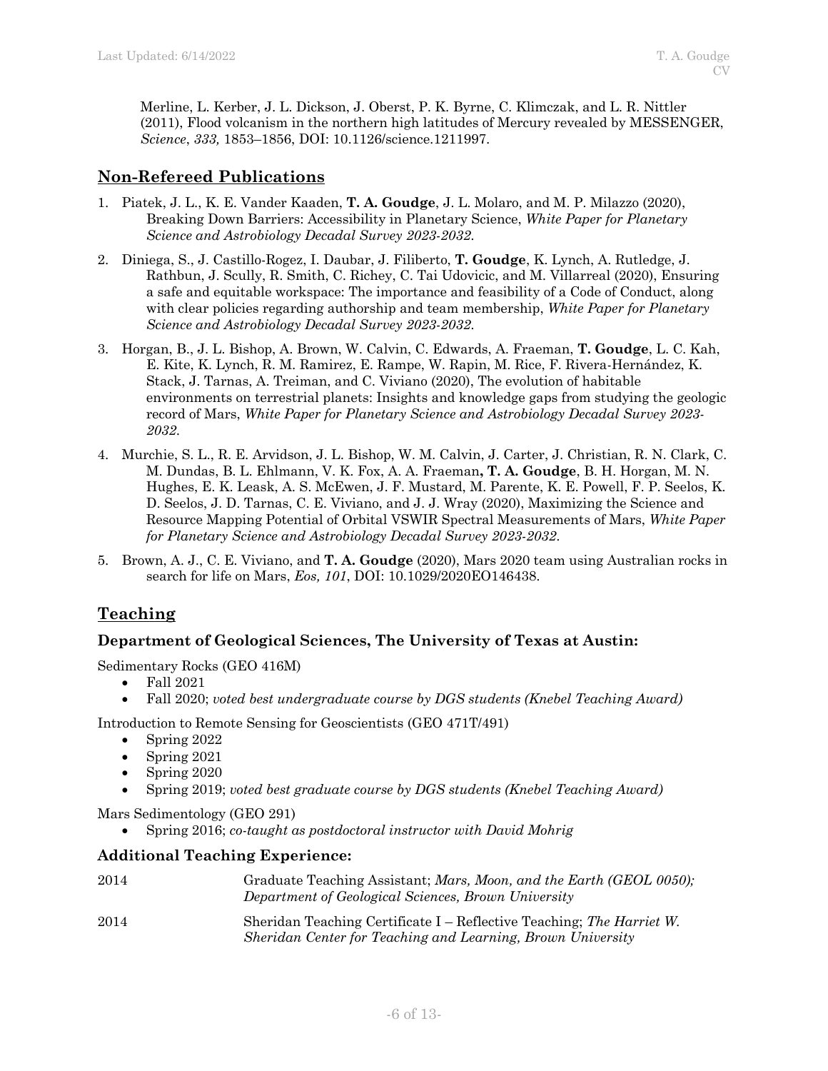Merline, L. Kerber, J. L. Dickson, J. Oberst, P. K. Byrne, C. Klimczak, and L. R. Nittler (2011), Flood volcanism in the northern high latitudes of Mercury revealed by MESSENGER, *Science*, *333,* 1853–1856, DOI: 10.1126/science.1211997.

## Non-Refereed Publications

1. Piatek, J. L., K. E. Vander Kaaden, **T. A. Goudge**, J. L. Molaro, and M. P. Milazzo (2020), Breaking Down Barriers: Accessibility in Planetary Science, *White Paper for Planetary Science and Astrobiology Decadal Survey 2023-2032.*
2. Diniega, S., J. Castillo-Rogez, I. Daubar, J. Filiberto, **T. Goudge**, K. Lynch, A. Rutledge, J. Rathbun, J. Scully, R. Smith, C. Richey, C. Tai Udovicic, and M. Villarreal (2020), Ensuring a safe and equitable workspace: The importance and feasibility of a Code of Conduct, along with clear policies regarding authorship and team membership, *White Paper for Planetary Science and Astrobiology Decadal Survey 2023-2032.*
3. Horgan, B., J. L. Bishop, A. Brown, W. Calvin, C. Edwards, A. Fraeman, **T. Goudge**, L. C. Kah, E. Kite, K. Lynch, R. M. Ramirez, E. Rampe, W. Rapin, M. Rice, F. Rivera-Hernández, K. Stack, J. Tarnas, A. Treiman, and C. Viviano (2020), The evolution of habitable environments on terrestrial planets: Insights and knowledge gaps from studying the geologic record of Mars, *White Paper for Planetary Science and Astrobiology Decadal Survey 2023-2032*.
4. Murchie, S. L., R. E. Arvidson, J. L. Bishop, W. M. Calvin, J. Carter, J. Christian, R. N. Clark, C. M. Dundas, B. L. Ehlmann, V. K. Fox, A. A. Fraeman**, T. A. Goudge**, B. H. Horgan, M. N. Hughes, E. K. Leask, A. S. McEwen, J. F. Mustard, M. Parente, K. E. Powell, F. P. Seelos, K. D. Seelos, J. D. Tarnas, C. E. Viviano, and J. J. Wray (2020), Maximizing the Science and Resource Mapping Potential of Orbital VSWIR Spectral Measurements of Mars, *White Paper for Planetary Science and Astrobiology Decadal Survey 2023-2032*.
5. Brown, A. J., C. E. Viviano, and **T. A. Goudge** (2020), Mars 2020 team using Australian rocks in search for life on Mars, *Eos, 101*, DOI: 10.1029/2020EO146438.

## Teaching

### Department of Geological Sciences, The University of Texas at Austin:

Sedimentary Rocks (GEO 416M)

- Fall 2021
- Fall 2020; *voted best undergraduate course by DGS students (Knebel Teaching Award)*

Introduction to Remote Sensing for Geoscientists (GEO 471T/491)

- Spring 2022
- Spring 2021
- Spring 2020
- Spring 2019; *voted best graduate course by DGS students (Knebel Teaching Award)*

Mars Sedimentology (GEO 291)

- Spring 2016; *co-taught as postdoctoral instructor with David Mohrig*

### Additional Teaching Experience:

2014 — Graduate Teaching Assistant; *Mars, Moon, and the Earth (GEOL 0050); Department of Geological Sciences, Brown University*

2014 — Sheridan Teaching Certificate I – Reflective Teaching; *The Harriet W. Sheridan Center for Teaching and Learning, Brown University*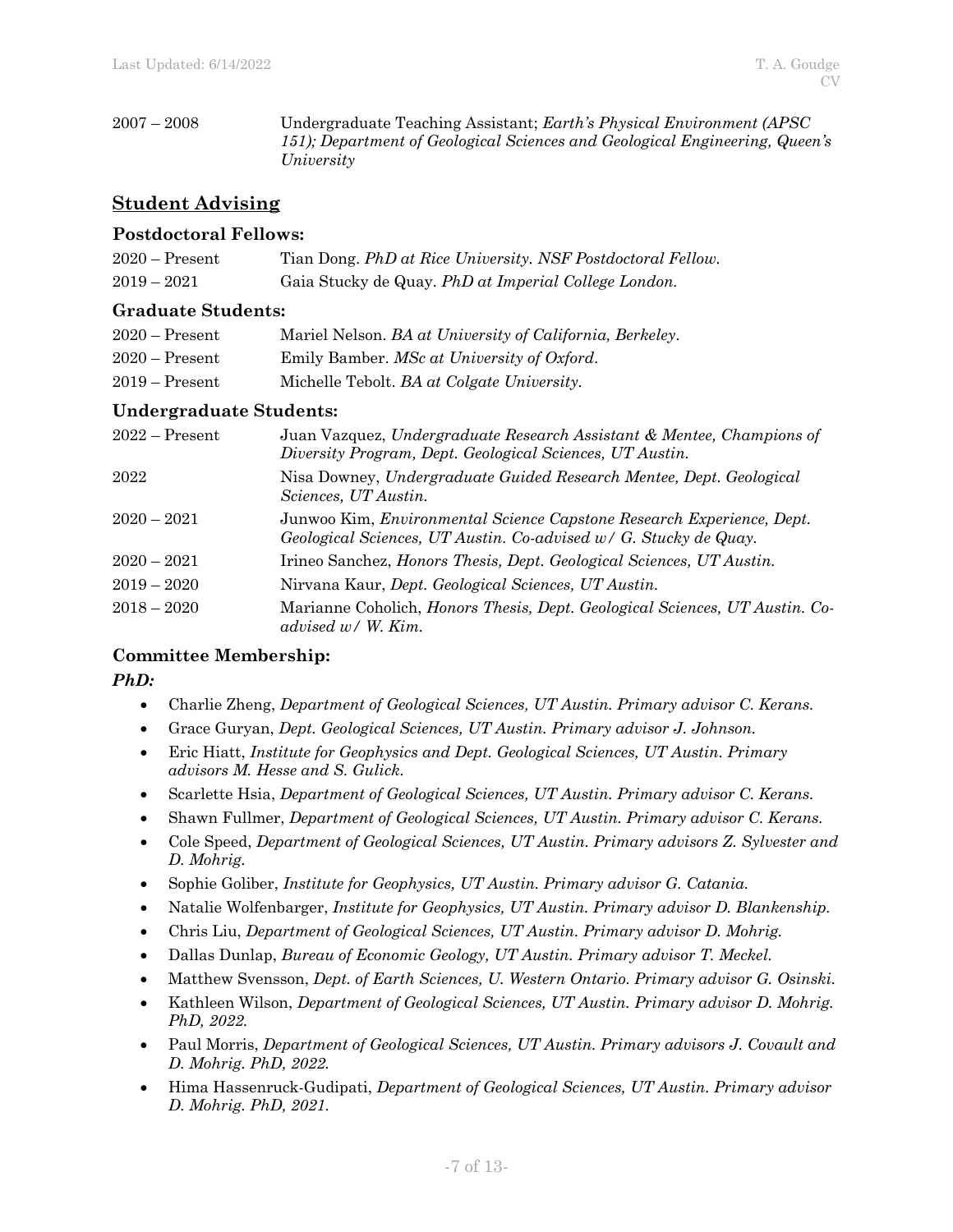2007 – 2008 Undergraduate Teaching Assistant; *Earth's Physical Environment (APSC 151); Department of Geological Sciences and Geological Engineering, Queen's University*

## Student Advising

### Postdoctoral Fellows:

2020 – Present Tian Dong. *PhD at Rice University. NSF Postdoctoral Fellow.*

2019 – 2021 Gaia Stucky de Quay. *PhD at Imperial College London.*

### Graduate Students:

2020 – Present Mariel Nelson. *BA at University of California, Berkeley.*

2020 – Present Emily Bamber. *MSc at University of Oxford.*

2019 – Present Michelle Tebolt. *BA at Colgate University.*

### Undergraduate Students:

2022 – Present Juan Vazquez, *Undergraduate Research Assistant & Mentee, Champions of Diversity Program, Dept. Geological Sciences, UT Austin.*

2022 Nisa Downey, *Undergraduate Guided Research Mentee, Dept. Geological Sciences, UT Austin.*

2020 – 2021 Junwoo Kim, *Environmental Science Capstone Research Experience, Dept. Geological Sciences, UT Austin. Co-advised w/ G. Stucky de Quay.*

2020 – 2021 Irineo Sanchez, *Honors Thesis, Dept. Geological Sciences, UT Austin.*

2019 – 2020 Nirvana Kaur, *Dept. Geological Sciences, UT Austin.*

2018 – 2020 Marianne Coholich, *Honors Thesis, Dept. Geological Sciences, UT Austin. Co-advised w/ W. Kim.*

### Committee Membership:

***PhD:***

- Charlie Zheng, *Department of Geological Sciences, UT Austin. Primary advisor C. Kerans.*
- Grace Guryan, *Dept. Geological Sciences, UT Austin. Primary advisor J. Johnson.*
- Eric Hiatt, *Institute for Geophysics and Dept. Geological Sciences, UT Austin. Primary advisors M. Hesse and S. Gulick.*
- Scarlette Hsia, *Department of Geological Sciences, UT Austin. Primary advisor C. Kerans.*
- Shawn Fullmer, *Department of Geological Sciences, UT Austin. Primary advisor C. Kerans.*
- Cole Speed, *Department of Geological Sciences, UT Austin. Primary advisors Z. Sylvester and D. Mohrig.*
- Sophie Goliber, *Institute for Geophysics, UT Austin. Primary advisor G. Catania.*
- Natalie Wolfenbarger, *Institute for Geophysics, UT Austin. Primary advisor D. Blankenship.*
- Chris Liu, *Department of Geological Sciences, UT Austin. Primary advisor D. Mohrig.*
- Dallas Dunlap, *Bureau of Economic Geology, UT Austin. Primary advisor T. Meckel.*
- Matthew Svensson, *Dept. of Earth Sciences, U. Western Ontario. Primary advisor G. Osinski.*
- Kathleen Wilson, *Department of Geological Sciences, UT Austin. Primary advisor D. Mohrig. PhD, 2022.*
- Paul Morris, *Department of Geological Sciences, UT Austin. Primary advisors J. Covault and D. Mohrig. PhD, 2022.*
- Hima Hassenruck-Gudipati, *Department of Geological Sciences, UT Austin. Primary advisor D. Mohrig. PhD, 2021.*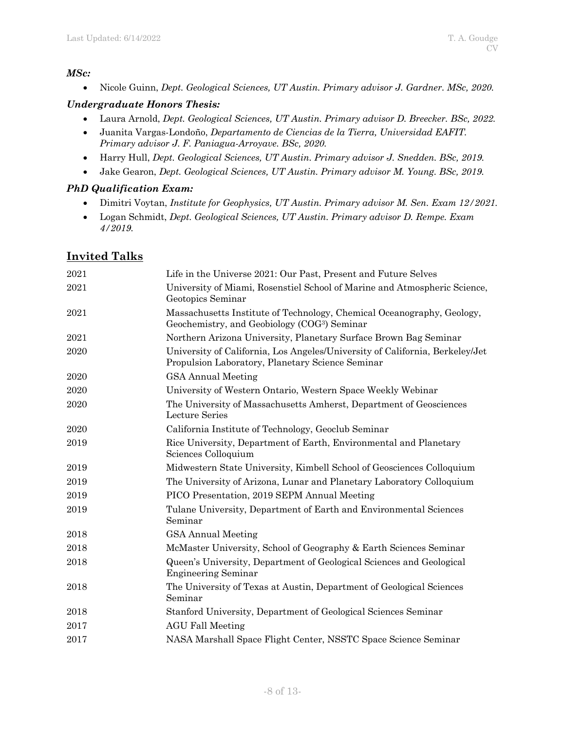***MSc:***

- Nicole Guinn, *Dept. Geological Sciences, UT Austin. Primary advisor J. Gardner. MSc, 2020.*

***Undergraduate Honors Thesis:***

- Laura Arnold, *Dept. Geological Sciences, UT Austin. Primary advisor D. Breecker. BSc, 2022.*
- Juanita Vargas-Londoño, *Departamento de Ciencias de la Tierra, Universidad EAFIT. Primary advisor J. F. Paniagua-Arroyave. BSc, 2020.*
- Harry Hull, *Dept. Geological Sciences, UT Austin. Primary advisor J. Snedden. BSc, 2019.*
- Jake Gearon, *Dept. Geological Sciences, UT Austin. Primary advisor M. Young. BSc, 2019.*

***PhD Qualification Exam:***

- Dimitri Voytan, *Institute for Geophysics, UT Austin. Primary advisor M. Sen. Exam 12/2021.*
- Logan Schmidt, *Dept. Geological Sciences, UT Austin. Primary advisor D. Rempe. Exam 4/2019.*

## Invited Talks

| | |
|---|---|
| 2021 | Life in the Universe 2021: Our Past, Present and Future Selves |
| 2021 | University of Miami, Rosenstiel School of Marine and Atmospheric Science, Geotopics Seminar |
| 2021 | Massachusetts Institute of Technology, Chemical Oceanography, Geology, Geochemistry, and Geobiology ($COG^3$) Seminar |
| 2021 | Northern Arizona University, Planetary Surface Brown Bag Seminar |
| 2020 | University of California, Los Angeles/University of California, Berkeley/Jet Propulsion Laboratory, Planetary Science Seminar |
| 2020 | GSA Annual Meeting |
| 2020 | University of Western Ontario, Western Space Weekly Webinar |
| 2020 | The University of Massachusetts Amherst, Department of Geosciences Lecture Series |
| 2020 | California Institute of Technology, Geoclub Seminar |
| 2019 | Rice University, Department of Earth, Environmental and Planetary Sciences Colloquium |
| 2019 | Midwestern State University, Kimbell School of Geosciences Colloquium |
| 2019 | The University of Arizona, Lunar and Planetary Laboratory Colloquium |
| 2019 | PICO Presentation, 2019 SEPM Annual Meeting |
| 2019 | Tulane University, Department of Earth and Environmental Sciences Seminar |
| 2018 | GSA Annual Meeting |
| 2018 | McMaster University, School of Geography & Earth Sciences Seminar |
| 2018 | Queen's University, Department of Geological Sciences and Geological Engineering Seminar |
| 2018 | The University of Texas at Austin, Department of Geological Sciences Seminar |
| 2018 | Stanford University, Department of Geological Sciences Seminar |
| 2017 | AGU Fall Meeting |
| 2017 | NASA Marshall Space Flight Center, NSSTC Space Science Seminar |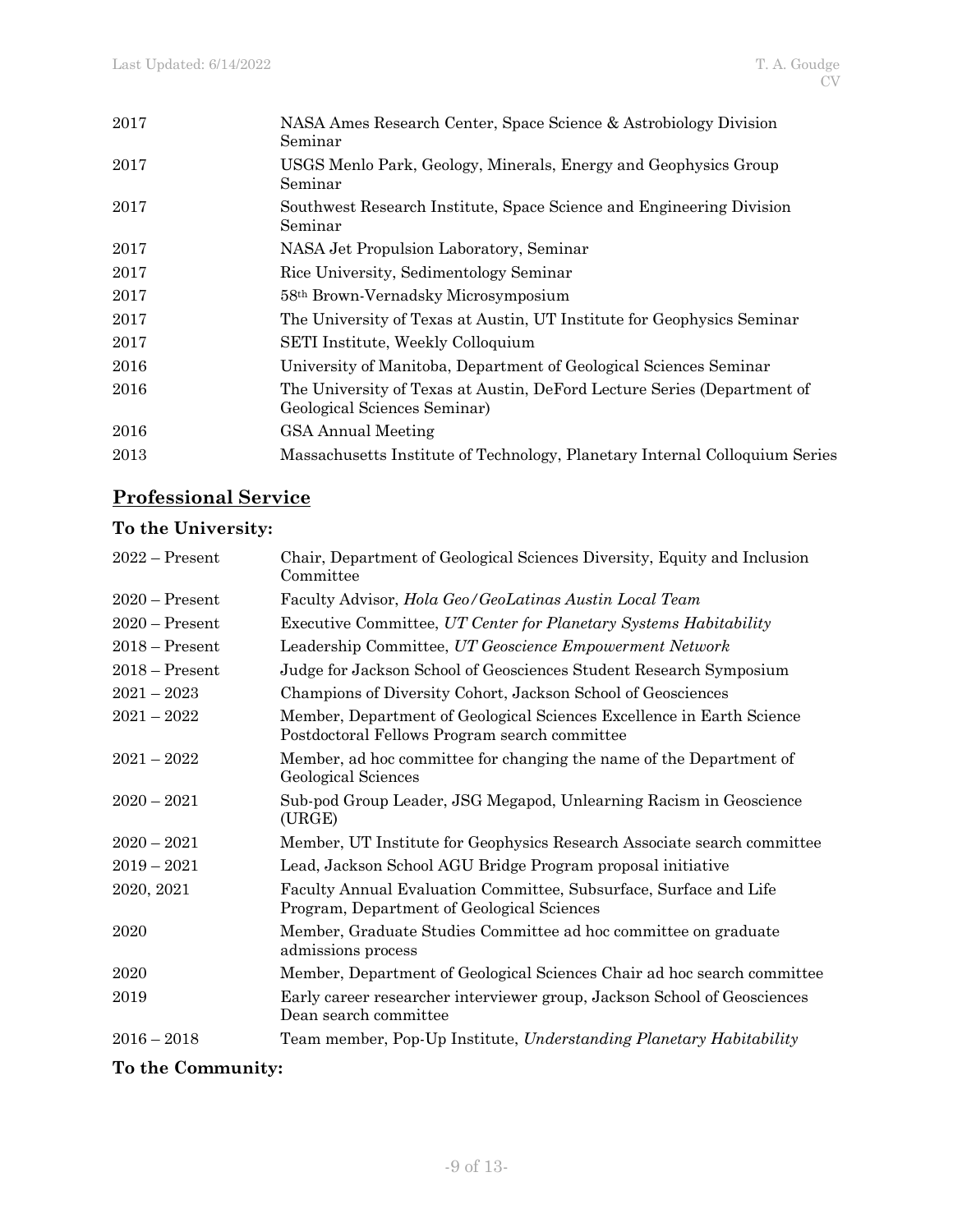| | |
|---|---|
| 2017 | NASA Ames Research Center, Space Science & Astrobiology Division Seminar |
| 2017 | USGS Menlo Park, Geology, Minerals, Energy and Geophysics Group Seminar |
| 2017 | Southwest Research Institute, Space Science and Engineering Division Seminar |
| 2017 | NASA Jet Propulsion Laboratory, Seminar |
| 2017 | Rice University, Sedimentology Seminar |
| 2017 | 58th Brown-Vernadsky Microsymposium |
| 2017 | The University of Texas at Austin, UT Institute for Geophysics Seminar |
| 2017 | SETI Institute, Weekly Colloquium |
| 2016 | University of Manitoba, Department of Geological Sciences Seminar |
| 2016 | The University of Texas at Austin, DeFord Lecture Series (Department of Geological Sciences Seminar) |
| 2016 | GSA Annual Meeting |
| 2013 | Massachusetts Institute of Technology, Planetary Internal Colloquium Series |

## Professional Service

### To the University:

| | |
|---|---|
| 2022 – Present | Chair, Department of Geological Sciences Diversity, Equity and Inclusion Committee |
| 2020 – Present | Faculty Advisor, *Hola Geo/GeoLatinas Austin Local Team* |
| 2020 – Present | Executive Committee, *UT Center for Planetary Systems Habitability* |
| 2018 – Present | Leadership Committee, *UT Geoscience Empowerment Network* |
| 2018 – Present | Judge for Jackson School of Geosciences Student Research Symposium |
| 2021 – 2023 | Champions of Diversity Cohort, Jackson School of Geosciences |
| 2021 – 2022 | Member, Department of Geological Sciences Excellence in Earth Science Postdoctoral Fellows Program search committee |
| 2021 – 2022 | Member, ad hoc committee for changing the name of the Department of Geological Sciences |
| 2020 – 2021 | Sub-pod Group Leader, JSG Megapod, Unlearning Racism in Geoscience (URGE) |
| 2020 – 2021 | Member, UT Institute for Geophysics Research Associate search committee |
| 2019 – 2021 | Lead, Jackson School AGU Bridge Program proposal initiative |
| 2020, 2021 | Faculty Annual Evaluation Committee, Subsurface, Surface and Life Program, Department of Geological Sciences |
| 2020 | Member, Graduate Studies Committee ad hoc committee on graduate admissions process |
| 2020 | Member, Department of Geological Sciences Chair ad hoc search committee |
| 2019 | Early career researcher interviewer group, Jackson School of Geosciences Dean search committee |
| 2016 – 2018 | Team member, Pop-Up Institute, *Understanding Planetary Habitability* |

### To the Community: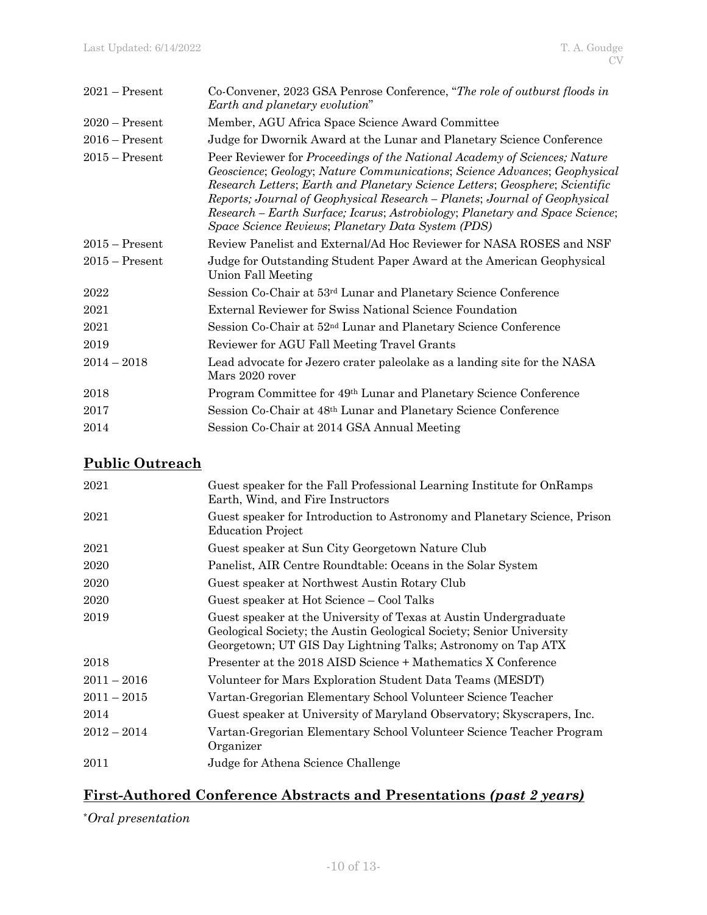| | |
|---|---|
| 2021 – Present | Co-Convener, 2023 GSA Penrose Conference, "*The role of outburst floods in Earth and planetary evolution*" |
| 2020 – Present | Member, AGU Africa Space Science Award Committee |
| 2016 – Present | Judge for Dwornik Award at the Lunar and Planetary Science Conference |
| 2015 – Present | Peer Reviewer for *Proceedings of the National Academy of Sciences; Nature Geoscience*; *Geology*; *Nature Communications*; *Science Advances*; *Geophysical Research Letters*; *Earth and Planetary Science Letters*; *Geosphere*; *Scientific Reports; Journal of Geophysical Research – Planets*; *Journal of Geophysical Research – Earth Surface; Icarus*; *Astrobiology*; *Planetary and Space Science*; *Space Science Reviews*; *Planetary Data System (PDS)* |
| 2015 – Present | Review Panelist and External/Ad Hoc Reviewer for NASA ROSES and NSF |
| 2015 – Present | Judge for Outstanding Student Paper Award at the American Geophysical Union Fall Meeting |
| 2022 | Session Co-Chair at 53rd Lunar and Planetary Science Conference |
| 2021 | External Reviewer for Swiss National Science Foundation |
| 2021 | Session Co-Chair at 52nd Lunar and Planetary Science Conference |
| 2019 | Reviewer for AGU Fall Meeting Travel Grants |
| 2014 – 2018 | Lead advocate for Jezero crater paleolake as a landing site for the NASA Mars 2020 rover |
| 2018 | Program Committee for 49th Lunar and Planetary Science Conference |
| 2017 | Session Co-Chair at 48th Lunar and Planetary Science Conference |
| 2014 | Session Co-Chair at 2014 GSA Annual Meeting |

## Public Outreach

| | |
|---|---|
| 2021 | Guest speaker for the Fall Professional Learning Institute for OnRamps Earth, Wind, and Fire Instructors |
| 2021 | Guest speaker for Introduction to Astronomy and Planetary Science, Prison Education Project |
| 2021 | Guest speaker at Sun City Georgetown Nature Club |
| 2020 | Panelist, AIR Centre Roundtable: Oceans in the Solar System |
| 2020 | Guest speaker at Northwest Austin Rotary Club |
| 2020 | Guest speaker at Hot Science – Cool Talks |
| 2019 | Guest speaker at the University of Texas at Austin Undergraduate Geological Society; the Austin Geological Society; Senior University Georgetown; UT GIS Day Lightning Talks; Astronomy on Tap ATX |
| 2018 | Presenter at the 2018 AISD Science + Mathematics X Conference |
| 2011 – 2016 | Volunteer for Mars Exploration Student Data Teams (MESDT) |
| 2011 – 2015 | Vartan-Gregorian Elementary School Volunteer Science Teacher |
| 2014 | Guest speaker at University of Maryland Observatory; Skyscrapers, Inc. |
| 2012 – 2014 | Vartan-Gregorian Elementary School Volunteer Science Teacher Program Organizer |
| 2011 | Judge for Athena Science Challenge |

## First-Authored Conference Abstracts and Presentations *(past 2 years)*

\**Oral presentation*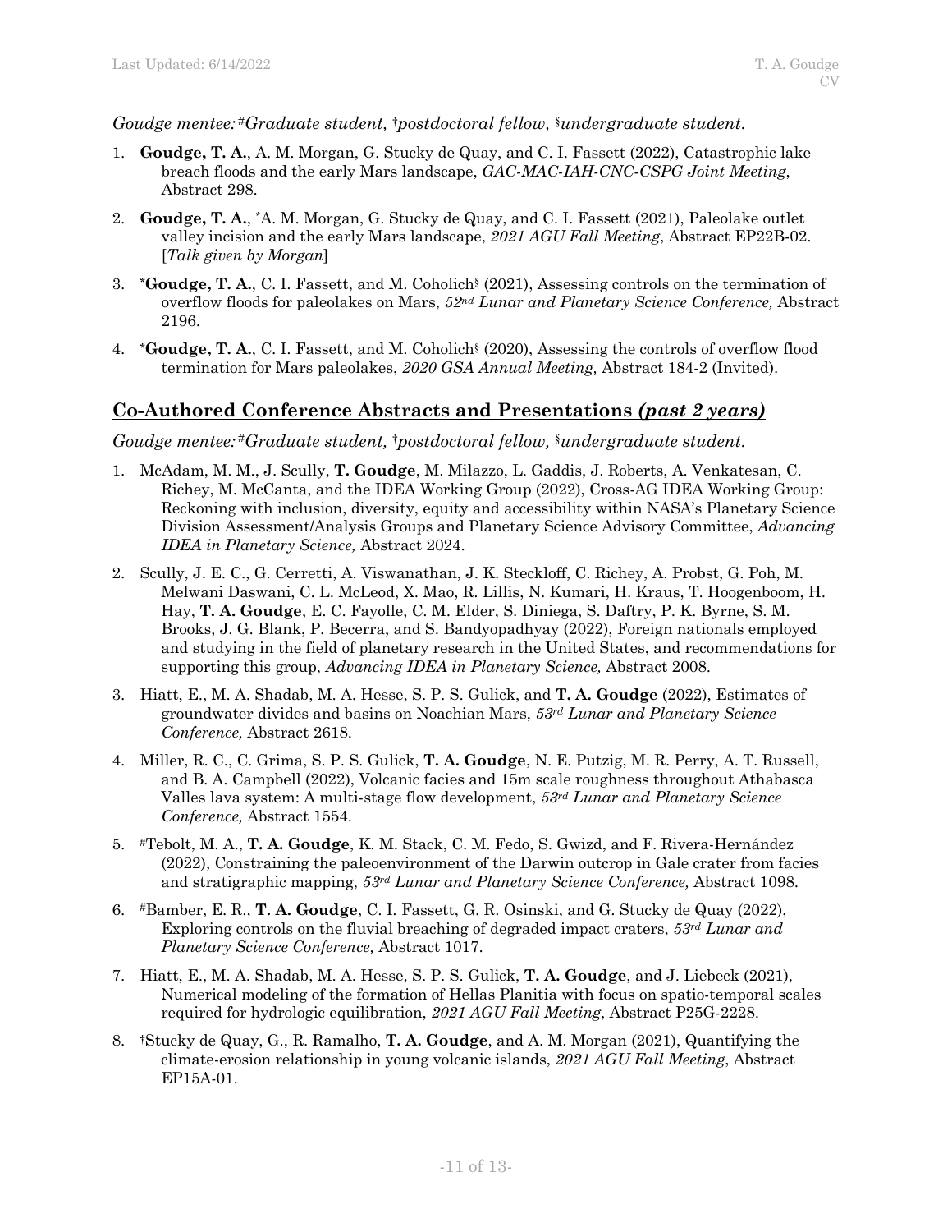*Goudge mentee:[#]Graduate student, [†]postdoctoral fellow, [§]undergraduate student.*

1. **Goudge, T. A.**, A. M. Morgan, G. Stucky de Quay, and C. I. Fassett (2022), Catastrophic lake breach floods and the early Mars landscape, *GAC-MAC-IAH-CNC-CSPG Joint Meeting*, Abstract 298.
2. **Goudge, T. A.**, [*]A. M. Morgan, G. Stucky de Quay, and C. I. Fassett (2021), Paleolake outlet valley incision and the early Mars landscape, *2021 AGU Fall Meeting*, Abstract EP22B-02. [*Talk given by Morgan*]
3. [*]**Goudge, T. A.**, C. I. Fassett, and M. Coholich[§] (2021), Assessing controls on the termination of overflow floods for paleolakes on Mars, *52nd Lunar and Planetary Science Conference,* Abstract 2196.
4. [*]**Goudge, T. A.**, C. I. Fassett, and M. Coholich[§] (2020), Assessing the controls of overflow flood termination for Mars paleolakes, *2020 GSA Annual Meeting,* Abstract 184-2 (Invited).

## Co-Authored Conference Abstracts and Presentations *(past 2 years)*

*Goudge mentee:[#]Graduate student, [†]postdoctoral fellow, [§]undergraduate student.*

1. McAdam, M. M., J. Scully, **T. Goudge**, M. Milazzo, L. Gaddis, J. Roberts, A. Venkatesan, C. Richey, M. McCanta, and the IDEA Working Group (2022), Cross-AG IDEA Working Group: Reckoning with inclusion, diversity, equity and accessibility within NASA's Planetary Science Division Assessment/Analysis Groups and Planetary Science Advisory Committee, *Advancing IDEA in Planetary Science,* Abstract 2024.
2. Scully, J. E. C., G. Cerretti, A. Viswanathan, J. K. Steckloff, C. Richey, A. Probst, G. Poh, M. Melwani Daswani, C. L. McLeod, X. Mao, R. Lillis, N. Kumari, H. Kraus, T. Hoogenboom, H. Hay, **T. A. Goudge**, E. C. Fayolle, C. M. Elder, S. Diniega, S. Daftry, P. K. Byrne, S. M. Brooks, J. G. Blank, P. Becerra, and S. Bandyopadhyay (2022), Foreign nationals employed and studying in the field of planetary research in the United States, and recommendations for supporting this group, *Advancing IDEA in Planetary Science,* Abstract 2008.
3. Hiatt, E., M. A. Shadab, M. A. Hesse, S. P. S. Gulick, and **T. A. Goudge** (2022), Estimates of groundwater divides and basins on Noachian Mars, *53rd Lunar and Planetary Science Conference,* Abstract 2618.
4. Miller, R. C., C. Grima, S. P. S. Gulick, **T. A. Goudge**, N. E. Putzig, M. R. Perry, A. T. Russell, and B. A. Campbell (2022), Volcanic facies and 15m scale roughness throughout Athabasca Valles lava system: A multi-stage flow development, *53rd Lunar and Planetary Science Conference,* Abstract 1554.
5. [#]Tebolt, M. A., **T. A. Goudge**, K. M. Stack, C. M. Fedo, S. Gwizd, and F. Rivera-Hernández (2022), Constraining the paleoenvironment of the Darwin outcrop in Gale crater from facies and stratigraphic mapping, *53rd Lunar and Planetary Science Conference,* Abstract 1098.
6. [#]Bamber, E. R., **T. A. Goudge**, C. I. Fassett, G. R. Osinski, and G. Stucky de Quay (2022), Exploring controls on the fluvial breaching of degraded impact craters, *53rd Lunar and Planetary Science Conference,* Abstract 1017.
7. Hiatt, E., M. A. Shadab, M. A. Hesse, S. P. S. Gulick, **T. A. Goudge**, and J. Liebeck (2021), Numerical modeling of the formation of Hellas Planitia with focus on spatio-temporal scales required for hydrologic equilibration, *2021 AGU Fall Meeting*, Abstract P25G-2228.
8. [†]Stucky de Quay, G., R. Ramalho, **T. A. Goudge**, and A. M. Morgan (2021), Quantifying the climate-erosion relationship in young volcanic islands, *2021 AGU Fall Meeting*, Abstract EP15A-01.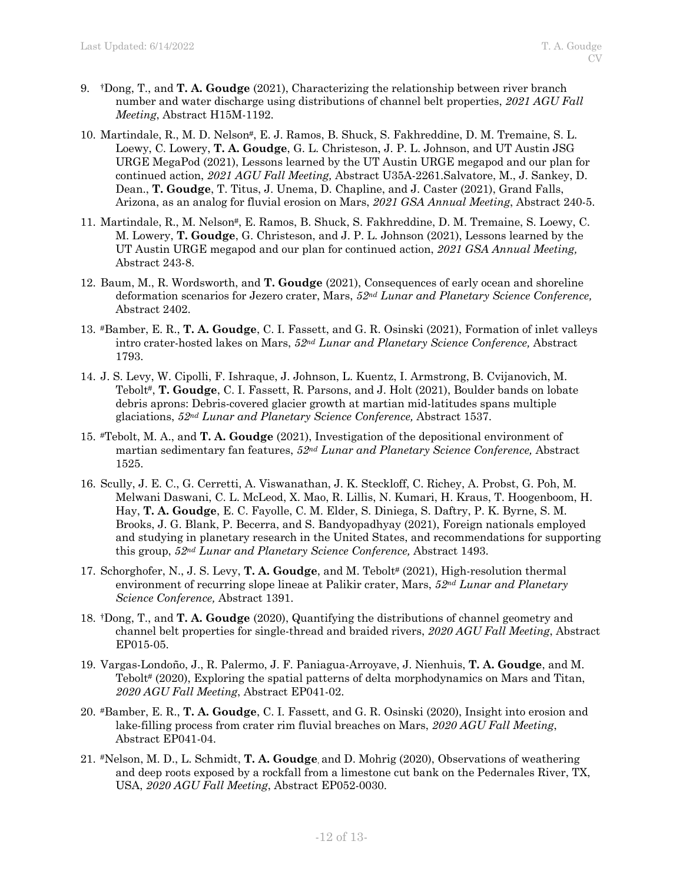9. [†]Dong, T., and **T. A. Goudge** (2021), Characterizing the relationship between river branch number and water discharge using distributions of channel belt properties, *2021 AGU Fall Meeting*, Abstract H15M-1192.

10. Martindale, R., M. D. Nelson[#], E. J. Ramos, B. Shuck, S. Fakhreddine, D. M. Tremaine, S. L. Loewy, C. Lowery, **T. A. Goudge**, G. L. Christeson, J. P. L. Johnson, and UT Austin JSG URGE MegaPod (2021), Lessons learned by the UT Austin URGE megapod and our plan for continued action, *2021 AGU Fall Meeting,* Abstract U35A-2261.Salvatore, M., J. Sankey, D. Dean., **T. Goudge**, T. Titus, J. Unema, D. Chapline, and J. Caster (2021), Grand Falls, Arizona, as an analog for fluvial erosion on Mars, *2021 GSA Annual Meeting*, Abstract 240-5.

11. Martindale, R., M. Nelson[#], E. Ramos, B. Shuck, S. Fakhreddine, D. M. Tremaine, S. Loewy, C. M. Lowery, **T. Goudge**, G. Christeson, and J. P. L. Johnson (2021), Lessons learned by the UT Austin URGE megapod and our plan for continued action, *2021 GSA Annual Meeting,* Abstract 243-8.

12. Baum, M., R. Wordsworth, and **T. Goudge** (2021), Consequences of early ocean and shoreline deformation scenarios for Jezero crater, Mars, *52nd Lunar and Planetary Science Conference,* Abstract 2402.

13. [#]Bamber, E. R., **T. A. Goudge**, C. I. Fassett, and G. R. Osinski (2021), Formation of inlet valleys intro crater-hosted lakes on Mars, *52nd Lunar and Planetary Science Conference,* Abstract 1793.

14. J. S. Levy, W. Cipolli, F. Ishraque, J. Johnson, L. Kuentz, I. Armstrong, B. Cvijanovich, M. Tebolt[#], **T. Goudge**, C. I. Fassett, R. Parsons, and J. Holt (2021), Boulder bands on lobate debris aprons: Debris-covered glacier growth at martian mid-latitudes spans multiple glaciations, *52nd Lunar and Planetary Science Conference,* Abstract 1537.

15. [#]Tebolt, M. A., and **T. A. Goudge** (2021), Investigation of the depositional environment of martian sedimentary fan features, *52nd Lunar and Planetary Science Conference,* Abstract 1525.

16. Scully, J. E. C., G. Cerretti, A. Viswanathan, J. K. Steckloff, C. Richey, A. Probst, G. Poh, M. Melwani Daswani, C. L. McLeod, X. Mao, R. Lillis, N. Kumari, H. Kraus, T. Hoogenboom, H. Hay, **T. A. Goudge**, E. C. Fayolle, C. M. Elder, S. Diniega, S. Daftry, P. K. Byrne, S. M. Brooks, J. G. Blank, P. Becerra, and S. Bandyopadhyay (2021), Foreign nationals employed and studying in planetary research in the United States, and recommendations for supporting this group, *52nd Lunar and Planetary Science Conference,* Abstract 1493.

17. Schorghofer, N., J. S. Levy, **T. A. Goudge**, and M. Tebolt[#] (2021), High-resolution thermal environment of recurring slope lineae at Palikir crater, Mars, *52nd Lunar and Planetary Science Conference,* Abstract 1391.

18. [†]Dong, T., and **T. A. Goudge** (2020), Quantifying the distributions of channel geometry and channel belt properties for single-thread and braided rivers, *2020 AGU Fall Meeting*, Abstract EP015-05.

19. Vargas-Londoño, J., R. Palermo, J. F. Paniagua-Arroyave, J. Nienhuis, **T. A. Goudge**, and M. Tebolt[#] (2020), Exploring the spatial patterns of delta morphodynamics on Mars and Titan, *2020 AGU Fall Meeting*, Abstract EP041-02.

20. [#]Bamber, E. R., **T. A. Goudge**, C. I. Fassett, and G. R. Osinski (2020), Insight into erosion and lake-filling process from crater rim fluvial breaches on Mars, *2020 AGU Fall Meeting*, Abstract EP041-04.

21. [#]Nelson, M. D., L. Schmidt, **T. A. Goudge**, and D. Mohrig (2020), Observations of weathering and deep roots exposed by a rockfall from a limestone cut bank on the Pedernales River, TX, USA, *2020 AGU Fall Meeting*, Abstract EP052-0030.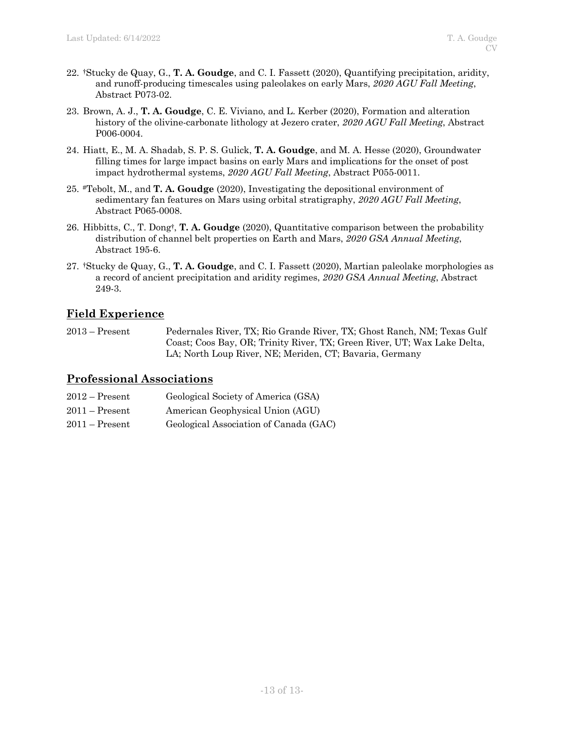22. [†]Stucky de Quay, G., **T. A. Goudge**, and C. I. Fassett (2020), Quantifying precipitation, aridity, and runoff-producing timescales using paleolakes on early Mars, *2020 AGU Fall Meeting*, Abstract P073-02.

23. Brown, A. J., **T. A. Goudge**, C. E. Viviano, and L. Kerber (2020), Formation and alteration history of the olivine-carbonate lithology at Jezero crater, *2020 AGU Fall Meeting*, Abstract P006-0004.

24. Hiatt, E., M. A. Shadab, S. P. S. Gulick, **T. A. Goudge**, and M. A. Hesse (2020), Groundwater filling times for large impact basins on early Mars and implications for the onset of post impact hydrothermal systems, *2020 AGU Fall Meeting*, Abstract P055-0011.

25. [#]Tebolt, M., and **T. A. Goudge** (2020), Investigating the depositional environment of sedimentary fan features on Mars using orbital stratigraphy, *2020 AGU Fall Meeting*, Abstract P065-0008.

26. Hibbitts, C., T. Dong[†], **T. A. Goudge** (2020), Quantitative comparison between the probability distribution of channel belt properties on Earth and Mars, *2020 GSA Annual Meeting*, Abstract 195-6.

27. [†]Stucky de Quay, G., **T. A. Goudge**, and C. I. Fassett (2020), Martian paleolake morphologies as a record of ancient precipitation and aridity regimes, *2020 GSA Annual Meeting*, Abstract 249-3.

## Field Experience

| | |
|---|---|
| 2013 – Present | Pedernales River, TX; Rio Grande River, TX; Ghost Ranch, NM; Texas Gulf Coast; Coos Bay, OR; Trinity River, TX; Green River, UT; Wax Lake Delta, LA; North Loup River, NE; Meriden, CT; Bavaria, Germany |

## Professional Associations

| | |
|---|---|
| 2012 – Present | Geological Society of America (GSA) |
| 2011 – Present | American Geophysical Union (AGU) |
| 2011 – Present | Geological Association of Canada (GAC) |